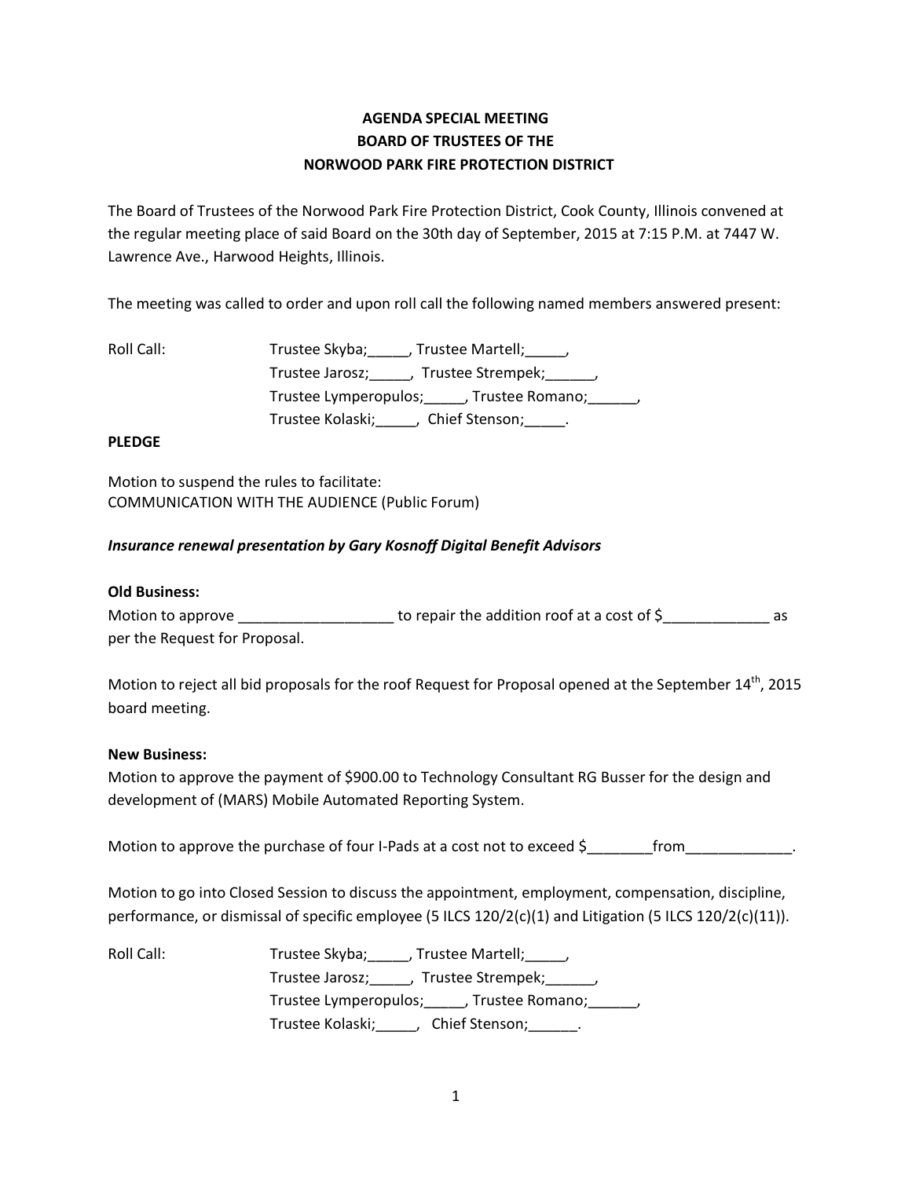# AGENDA SPECIAL MEETING
# BOARD OF TRUSTEES OF THE
# NORWOOD PARK FIRE PROTECTION DISTRICT

The Board of Trustees of the Norwood Park Fire Protection District, Cook County, Illinois convened at the regular meeting place of said Board on the 30th day of September, 2015 at 7:15 P.M. at 7447 W. Lawrence Ave., Harwood Heights, Illinois.

The meeting was called to order and upon roll call the following named members answered present:

Roll Call: Trustee Skyba;_____, Trustee Martell;_____,
Trustee Jarosz;_____, Trustee Strempek;______,
Trustee Lymperopulos;_____, Trustee Romano;______,
Trustee Kolaski;_____, Chief Stenson;_____.

**PLEDGE**

Motion to suspend the rules to facilitate:
COMMUNICATION WITH THE AUDIENCE (Public Forum)

***Insurance renewal presentation by Gary Kosnoff Digital Benefit Advisors***

**Old Business:**

Motion to approve ___________________ to repair the addition roof at a cost of $_____________ as per the Request for Proposal.

Motion to reject all bid proposals for the roof Request for Proposal opened at the September 14th, 2015 board meeting.

**New Business:**

Motion to approve the payment of $900.00 to Technology Consultant RG Busser for the design and development of (MARS) Mobile Automated Reporting System.

Motion to approve the purchase of four I-Pads at a cost not to exceed $________from_____________.

Motion to go into Closed Session to discuss the appointment, employment, compensation, discipline, performance, or dismissal of specific employee (5 ILCS 120/2(c)(1) and Litigation (5 ILCS 120/2(c)(11)).

Roll Call: Trustee Skyba;_____, Trustee Martell;_____,
Trustee Jarosz;_____, Trustee Strempek;______,
Trustee Lymperopulos;_____, Trustee Romano;______,
Trustee Kolaski;_____, Chief Stenson;______.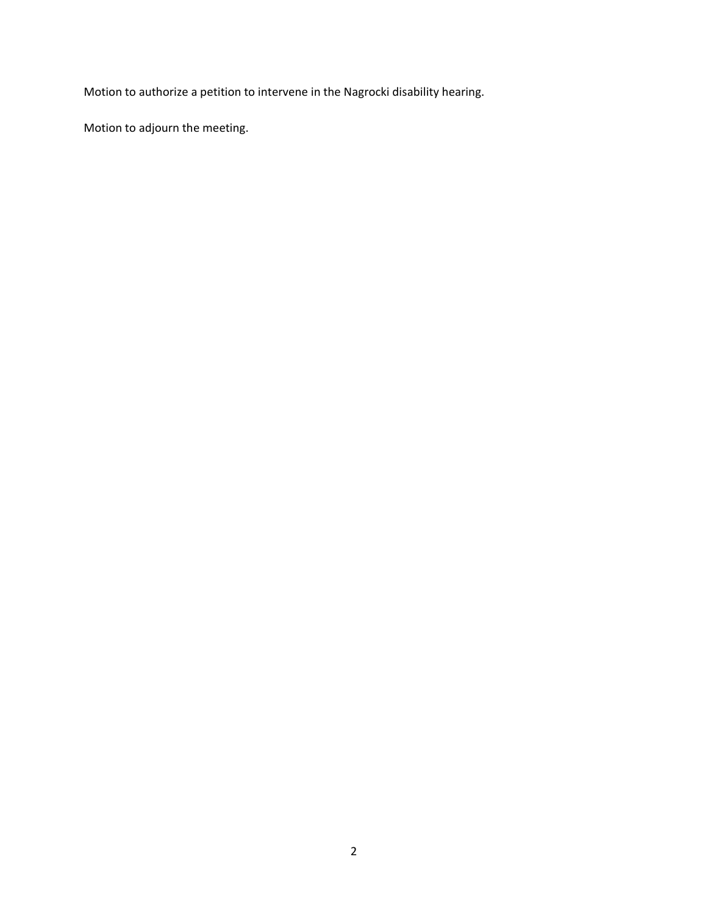Motion to authorize a petition to intervene in the Nagrocki disability hearing.

Motion to adjourn the meeting.